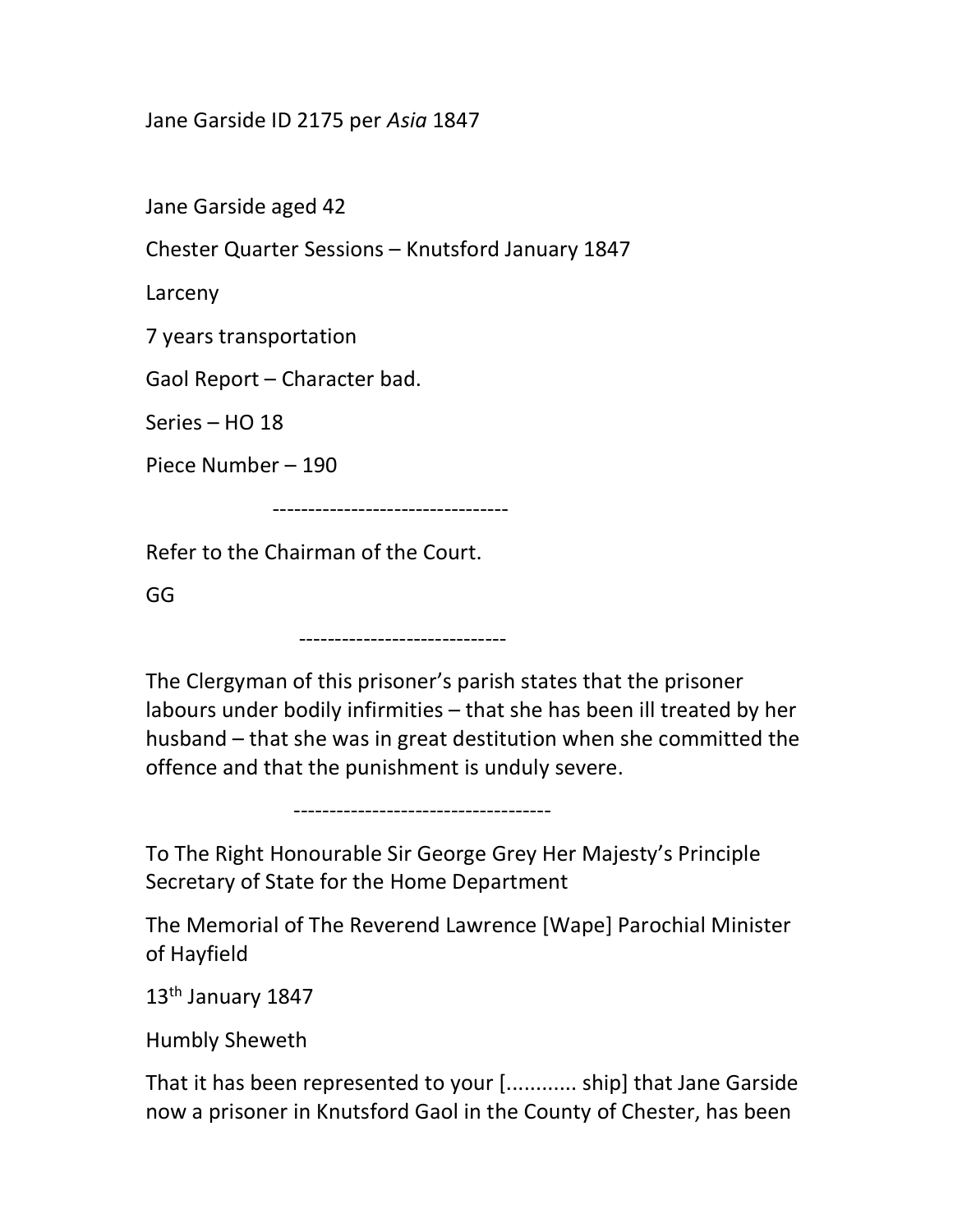Jane Garside ID 2175 per *Asia* 1847

Jane Garside aged 42

Chester Quarter Sessions – Knutsford January 1847

Larceny

7 years transportation

Gaol Report – Character bad.

Series – HO 18

Piece Number – 190

---------------------------------

Refer to the Chairman of the Court.

GG

-----------------------------

The Clergyman of this prisoner's parish states that the prisoner labours under bodily infirmities – that she has been ill treated by her husband – that she was in great destitution when she committed the offence and that the punishment is unduly severe.

------------------------------------

To The Right Honourable Sir George Grey Her Majesty's Principle Secretary of State for the Home Department

The Memorial of The Reverend Lawrence [Wape] Parochial Minister of Hayfield

13th January 1847

Humbly Sheweth

That it has been represented to your [............ ship] that Jane Garside now a prisoner in Knutsford Gaol in the County of Chester, has been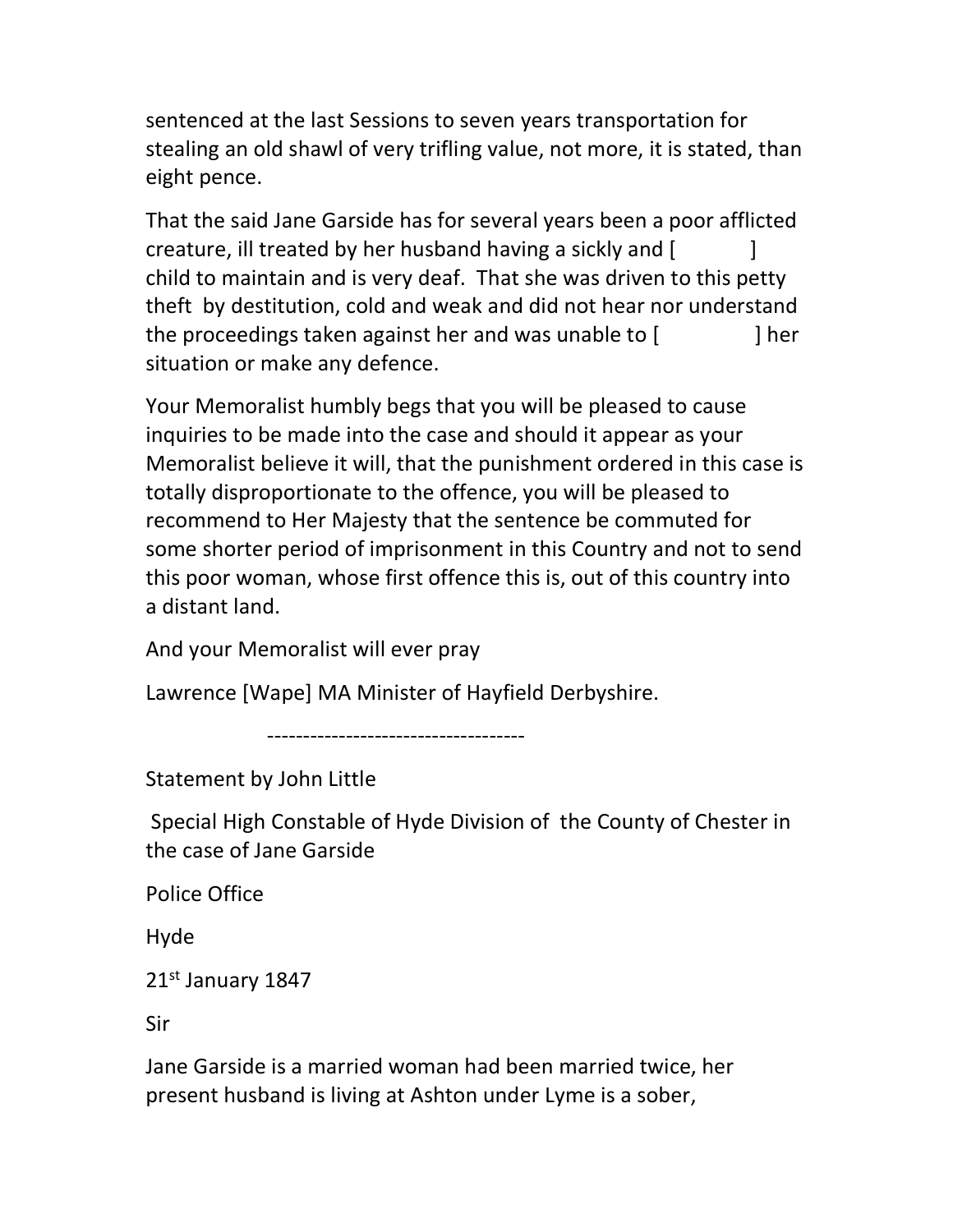sentenced at the last Sessions to seven years transportation for stealing an old shawl of very trifling value, not more, it is stated, than eight pence.

That the said Jane Garside has for several years been a poor afflicted creature, ill treated by her husband having a sickly and [ ] child to maintain and is very deaf. That she was driven to this petty theft by destitution, cold and weak and did not hear nor understand the proceedings taken against her and was unable to [ ] her situation or make any defence.

Your Memoralist humbly begs that you will be pleased to cause inquiries to be made into the case and should it appear as your Memoralist believe it will, that the punishment ordered in this case is totally disproportionate to the offence, you will be pleased to recommend to Her Majesty that the sentence be commuted for some shorter period of imprisonment in this Country and not to send this poor woman, whose first offence this is, out of this country into a distant land.

And your Memoralist will ever pray

Lawrence [Wape] MA Minister of Hayfield Derbyshire.

-----------------------------------

Statement by John Little

Special High Constable of Hyde Division of the County of Chester in the case of Jane Garside

Police Office

Hyde

21st January 1847

Sir

Jane Garside is a married woman had been married twice, her present husband is living at Ashton under Lyme is a sober,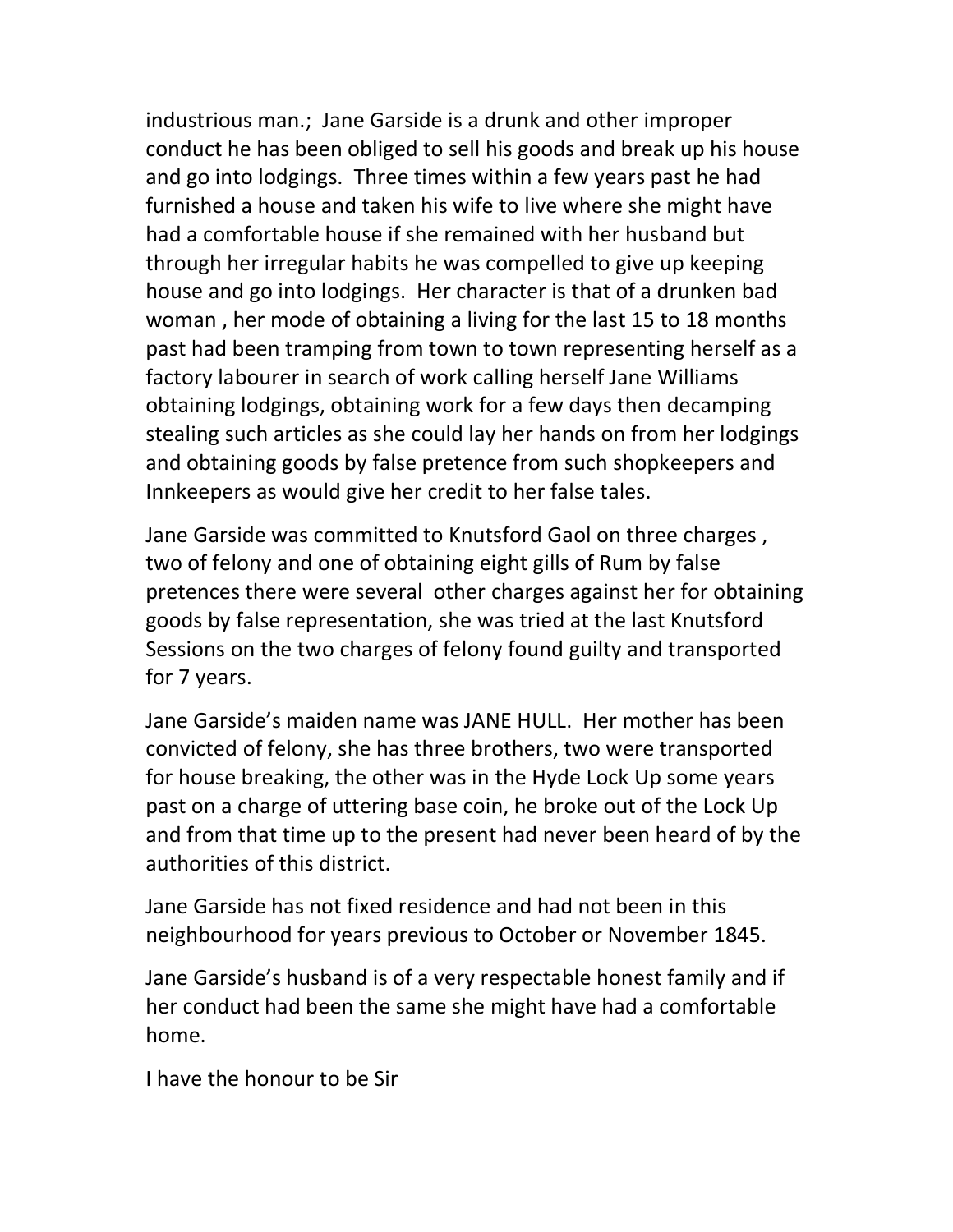industrious man.; Jane Garside is a drunk and other improper conduct he has been obliged to sell his goods and break up his house and go into lodgings. Three times within a few years past he had furnished a house and taken his wife to live where she might have had a comfortable house if she remained with her husband but through her irregular habits he was compelled to give up keeping house and go into lodgings. Her character is that of a drunken bad woman , her mode of obtaining a living for the last 15 to 18 months past had been tramping from town to town representing herself as a factory labourer in search of work calling herself Jane Williams obtaining lodgings, obtaining work for a few days then decamping stealing such articles as she could lay her hands on from her lodgings and obtaining goods by false pretence from such shopkeepers and Innkeepers as would give her credit to her false tales.

Jane Garside was committed to Knutsford Gaol on three charges , two of felony and one of obtaining eight gills of Rum by false pretences there were several other charges against her for obtaining goods by false representation, she was tried at the last Knutsford Sessions on the two charges of felony found guilty and transported for 7 years.

Jane Garside's maiden name was JANE HULL. Her mother has been convicted of felony, she has three brothers, two were transported for house breaking, the other was in the Hyde Lock Up some years past on a charge of uttering base coin, he broke out of the Lock Up and from that time up to the present had never been heard of by the authorities of this district.

Jane Garside has not fixed residence and had not been in this neighbourhood for years previous to October or November 1845.

Jane Garside's husband is of a very respectable honest family and if her conduct had been the same she might have had a comfortable home.

I have the honour to be Sir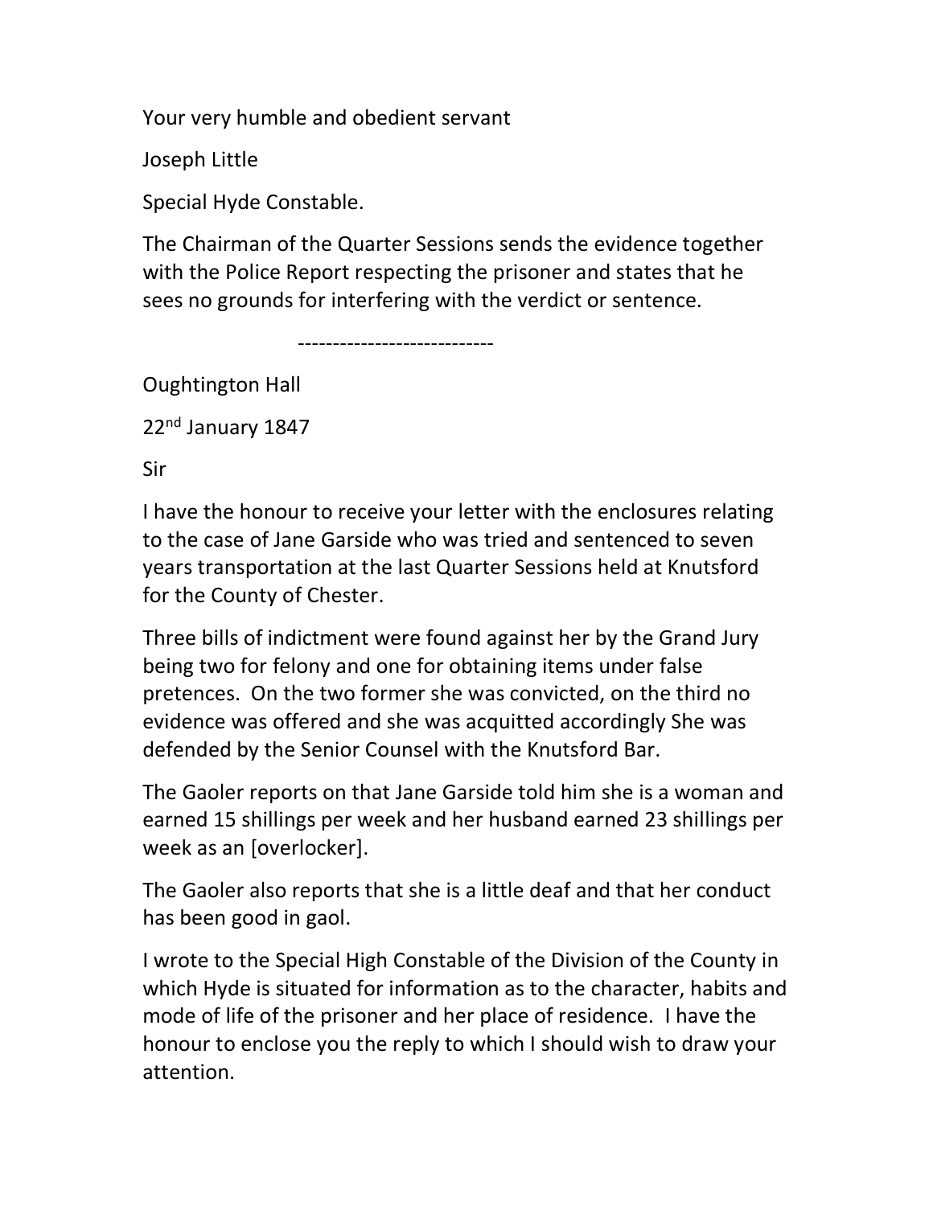Your very humble and obedient servant

Joseph Little

Special Hyde Constable.

The Chairman of the Quarter Sessions sends the evidence together with the Police Report respecting the prisoner and states that he sees no grounds for interfering with the verdict or sentence.

----------------------------

Oughtington Hall

22nd January 1847

Sir

I have the honour to receive your letter with the enclosures relating to the case of Jane Garside who was tried and sentenced to seven years transportation at the last Quarter Sessions held at Knutsford for the County of Chester.

Three bills of indictment were found against her by the Grand Jury being two for felony and one for obtaining items under false pretences. On the two former she was convicted, on the third no evidence was offered and she was acquitted accordingly She was defended by the Senior Counsel with the Knutsford Bar.

The Gaoler reports on that Jane Garside told him she is a woman and earned 15 shillings per week and her husband earned 23 shillings per week as an [overlocker].

The Gaoler also reports that she is a little deaf and that her conduct has been good in gaol.

I wrote to the Special High Constable of the Division of the County in which Hyde is situated for information as to the character, habits and mode of life of the prisoner and her place of residence. I have the honour to enclose you the reply to which I should wish to draw your attention.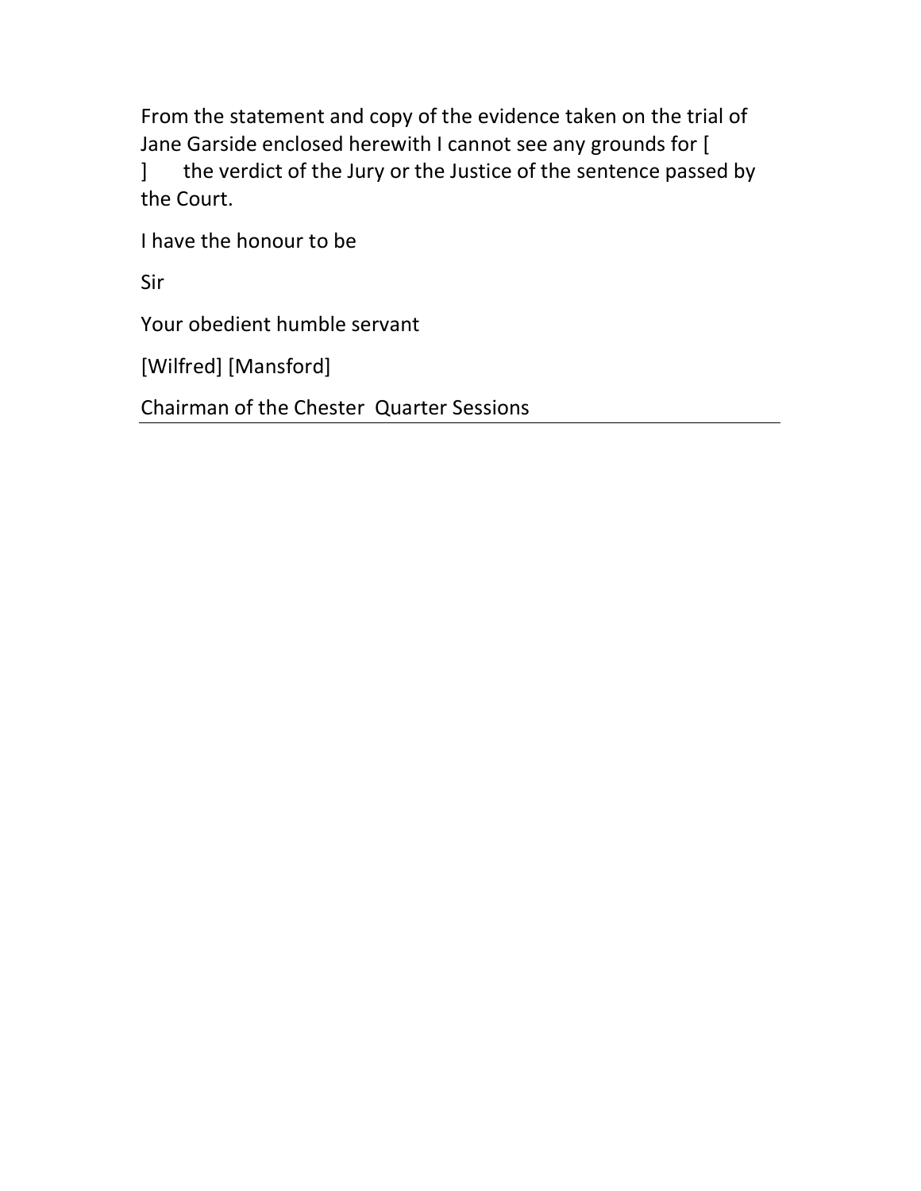From the statement and copy of the evidence taken on the trial of Jane Garside enclosed herewith I cannot see any grounds for [ ] the verdict of the Jury or the Justice of the sentence passed by the Court.

I have the honour to be

Sir

Your obedient humble servant

[Wilfred] [Mansford]

Chairman of the Chester Quarter Sessions